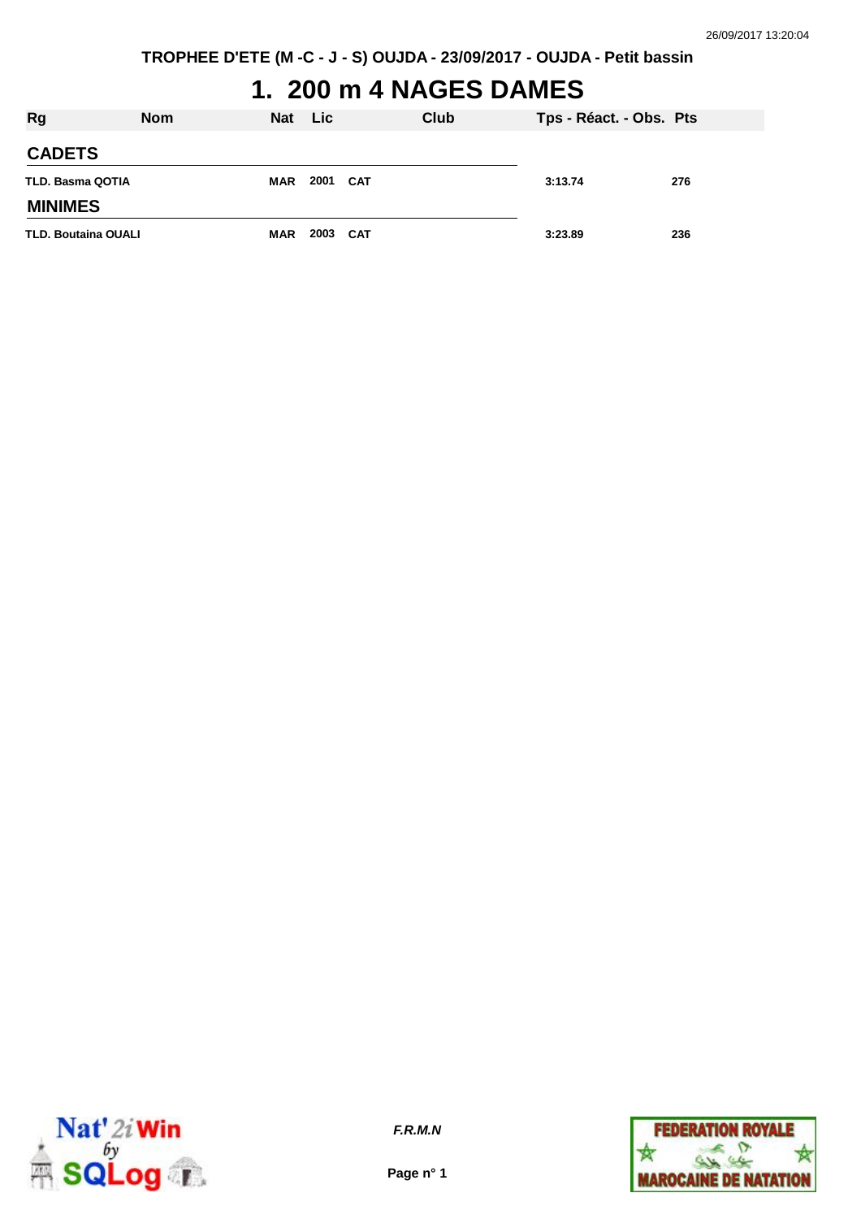TROPHEE D'ETE (M -C - J - S) OUJDA - 23/09/2017 - OUJDA - Petit bassin

# 1. 200 m 4 NAGES DAMES

| Rg | Nom | Nat | Lic | Club | Tps - Réact. - Obs. | Pts |
|---|---|---|---|---|---|---|
| **CADETS** | | | | | | |
| TLD. | Basma QOTIA | MAR | 2001 | CAT | 3:13.74 | 276 |
| **MINIMES** | | | | | | |
| TLD. | Boutaina OUALI | MAR | 2003 | CAT | 3:23.89 | 236 |

F.R.M.N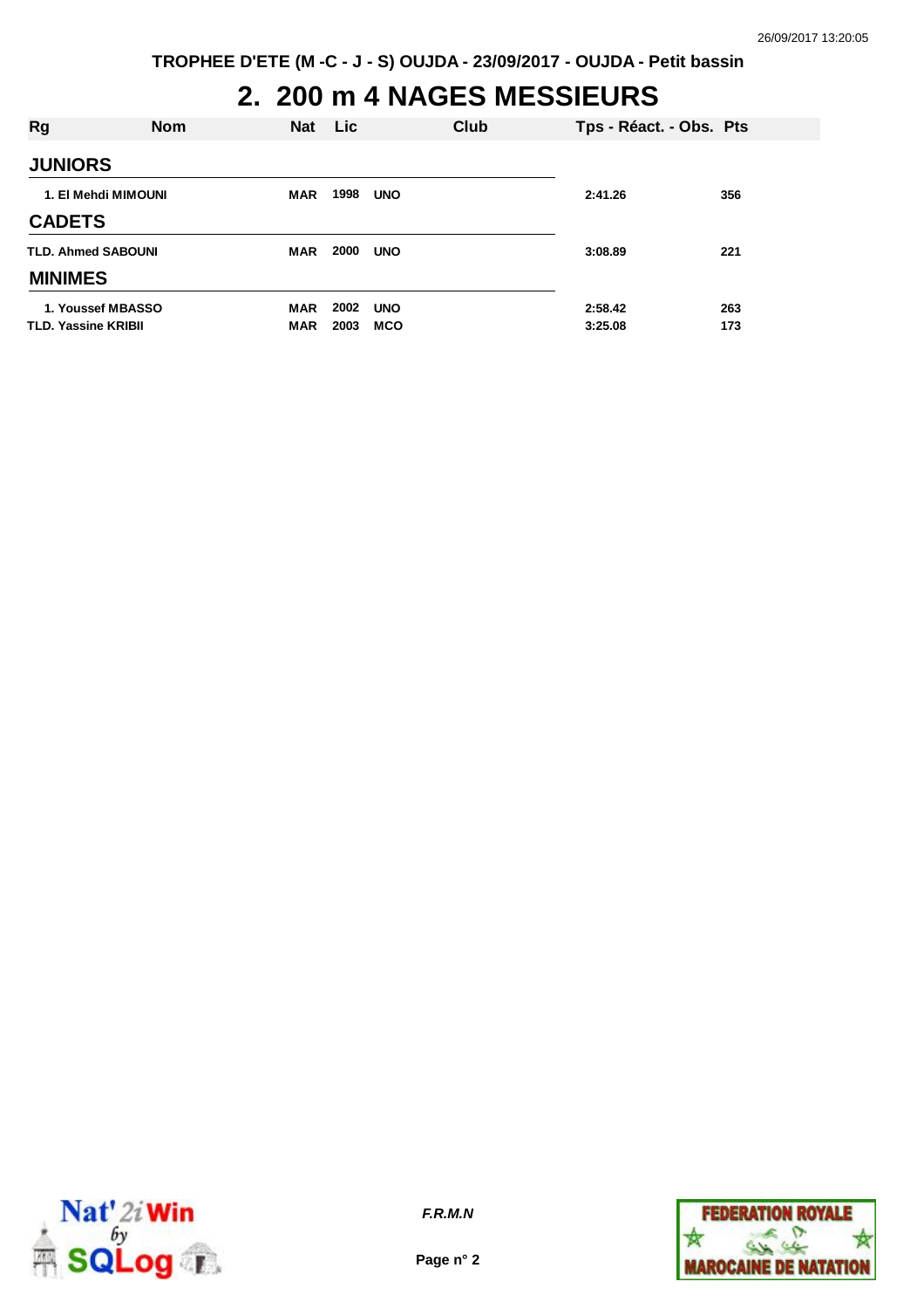TROPHEE D'ETE (M -C - J - S) OUJDA - 23/09/2017 - OUJDA - Petit bassin

# 2. 200 m 4 NAGES MESSIEURS

| Rg | Nom | Nat | Lic | Club | Tps - Réact. - Obs. | Pts |
|---|---|---|---|---|---|---|
| **JUNIORS** | | | | | | |
| 1. | El Mehdi MIMOUNI | MAR | 1998 | UNO | 2:41.26 | 356 |
| **CADETS** | | | | | | |
| TLD. | Ahmed SABOUNI | MAR | 2000 | UNO | 3:08.89 | 221 |
| **MINIMES** | | | | | | |
| 1. | Youssef MBASSO | MAR | 2002 | UNO | 2:58.42 | 263 |
| TLD. | Yassine KRIBII | MAR | 2003 | MCO | 3:25.08 | 173 |

*F.R.M.N*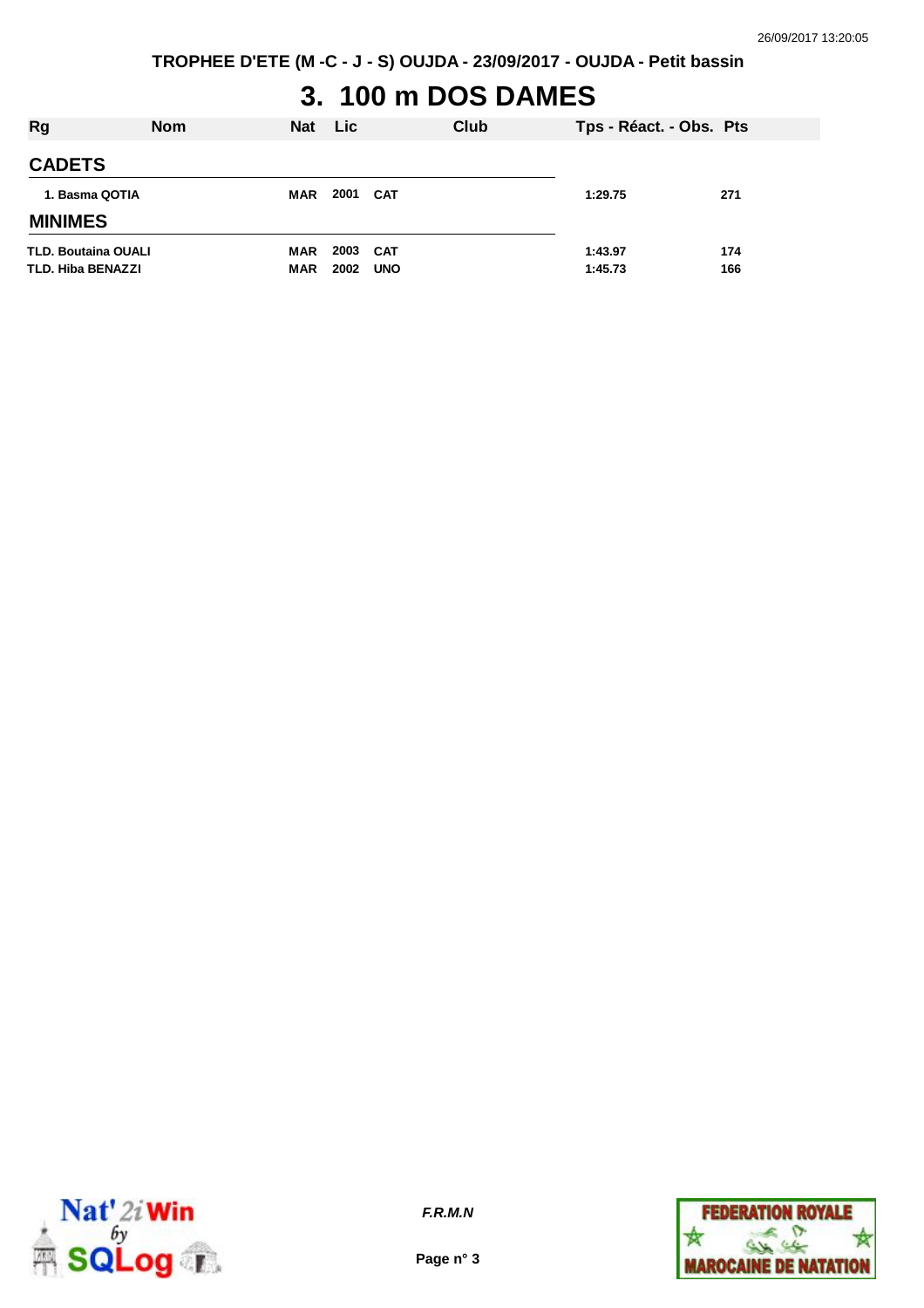TROPHEE D'ETE (M -C - J - S) OUJDA - 23/09/2017 - OUJDA - Petit bassin

# 3. 100 m DOS DAMES

| Rg | Nom | Nat | Lic | Club | Tps - Réact. - Obs. | Pts |
|---|---|---|---|---|---|---|
| **CADETS** | | | | | | |
| 1. Basma QOTIA | | MAR | 2001 | CAT | 1:29.75 | 271 |
| **MINIMES** | | | | | | |
| TLD. Boutaina OUALI | | MAR | 2003 | CAT | 1:43.97 | 174 |
| TLD. Hiba BENAZZI | | MAR | 2002 | UNO | 1:45.73 | 166 |

*F.R.M.N*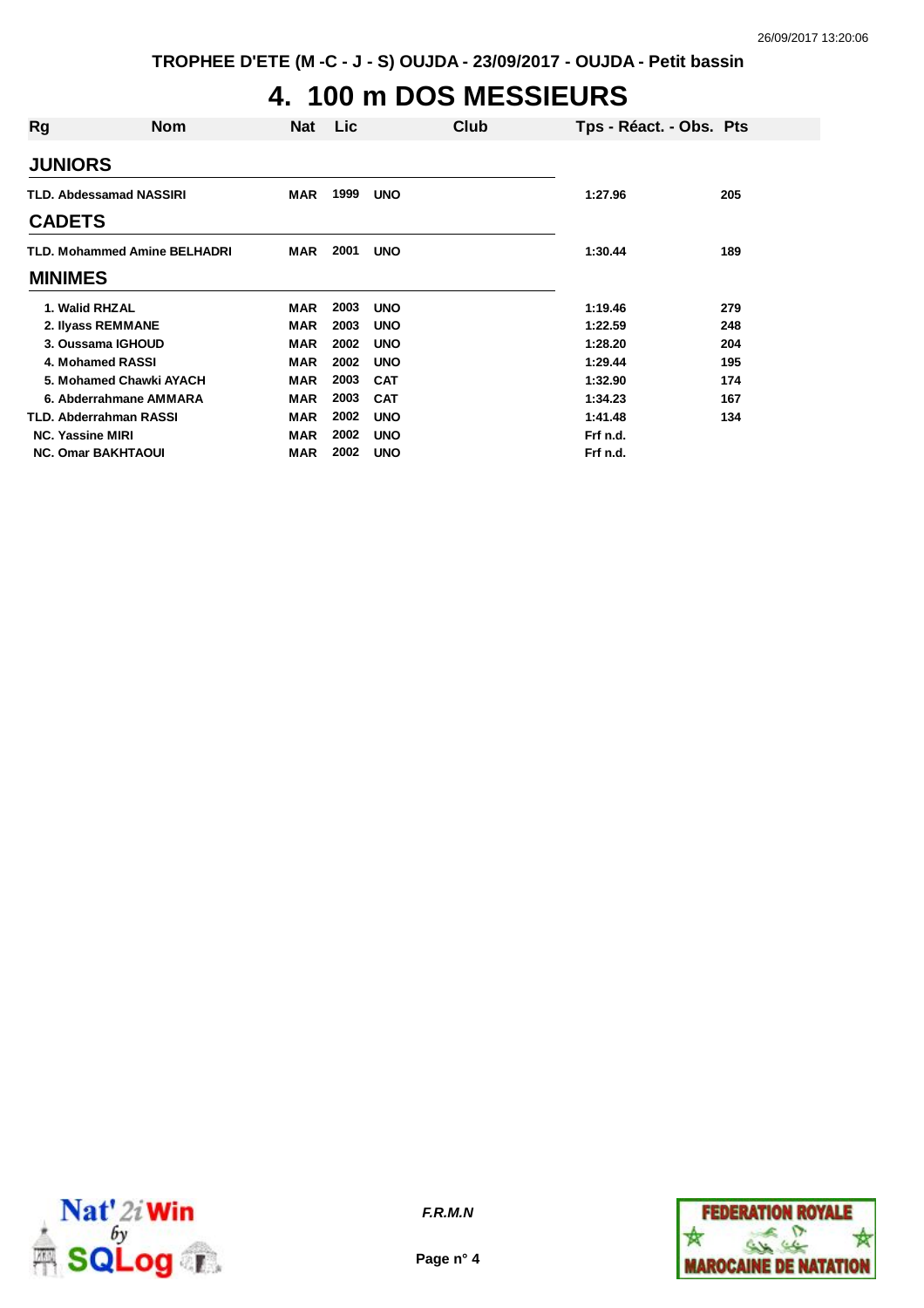TROPHEE D'ETE (M -C - J - S) OUJDA - 23/09/2017 - OUJDA - Petit bassin

# 4. 100 m DOS MESSIEURS

| Rg | Nom | Nat | Lic | Club | Tps - Réact. - Obs. | Pts |
|---|---|---|---|---|---|---|
| **JUNIORS** | | | | | | |
| TLD. | Abdessamad NASSIRI | MAR | 1999 | UNO | 1:27.96 | 205 |
| **CADETS** | | | | | | |
| TLD. | Mohammed Amine BELHADRI | MAR | 2001 | UNO | 1:30.44 | 189 |
| **MINIMES** | | | | | | |
| 1. | Walid RHZAL | MAR | 2003 | UNO | 1:19.46 | 279 |
| 2. | Ilyass REMMANE | MAR | 2003 | UNO | 1:22.59 | 248 |
| 3. | Oussama IGHOUD | MAR | 2002 | UNO | 1:28.20 | 204 |
| 4. | Mohamed RASSI | MAR | 2002 | UNO | 1:29.44 | 195 |
| 5. | Mohamed Chawki AYACH | MAR | 2003 | CAT | 1:32.90 | 174 |
| 6. | Abderrahmane AMMARA | MAR | 2003 | CAT | 1:34.23 | 167 |
| TLD. | Abderrahman RASSI | MAR | 2002 | UNO | 1:41.48 | 134 |
| NC. | Yassine MIRI | MAR | 2002 | UNO | Frf n.d. | |
| NC. | Omar BAKHTAOUI | MAR | 2002 | UNO | Frf n.d. | |

*F.R.M.N*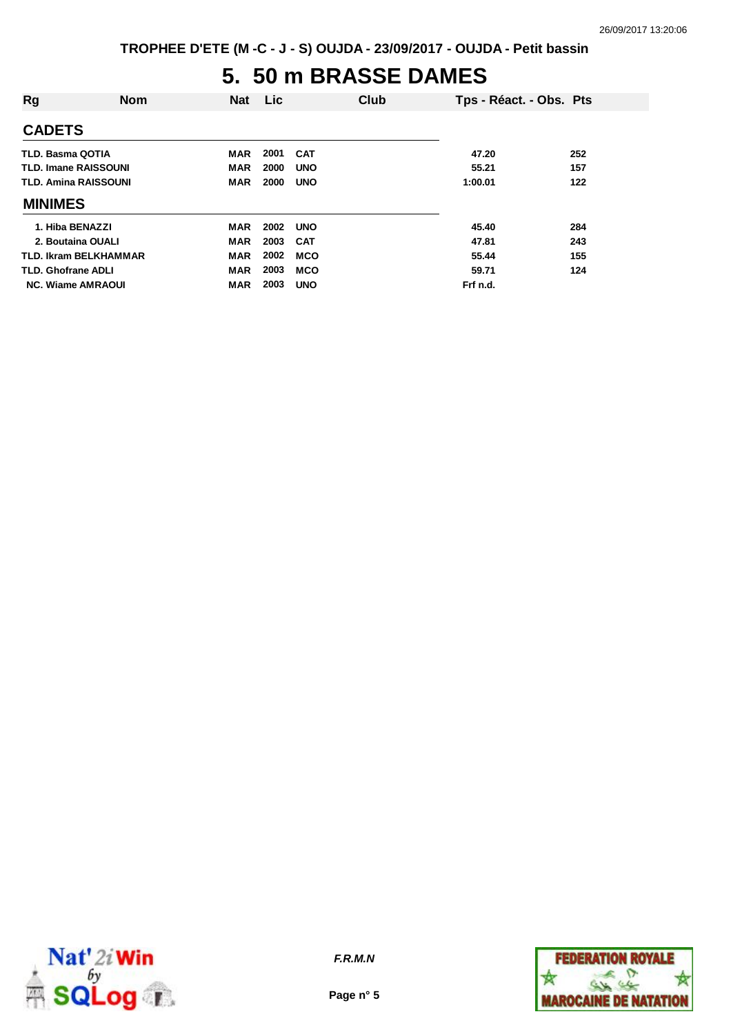TROPHEE D'ETE (M -C - J - S) OUJDA - 23/09/2017 - OUJDA - Petit bassin

# 5. 50 m BRASSE DAMES

| Rg | Nom | Nat | Lic | Club | Tps - Réact. - Obs. | Pts |
|---|---|---|---|---|---|---|
| **CADETS** | | | | | | |
| TLD. | Basma QOTIA | MAR | 2001 | CAT | 47.20 | 252 |
| TLD. | Imane RAISSOUNI | MAR | 2000 | UNO | 55.21 | 157 |
| TLD. | Amina RAISSOUNI | MAR | 2000 | UNO | 1:00.01 | 122 |
| **MINIMES** | | | | | | |
| 1. | Hiba BENAZZI | MAR | 2002 | UNO | 45.40 | 284 |
| 2. | Boutaina OUALI | MAR | 2003 | CAT | 47.81 | 243 |
| TLD. | Ikram BELKHAMMAR | MAR | 2002 | MCO | 55.44 | 155 |
| TLD. | Ghofrane ADLI | MAR | 2003 | MCO | 59.71 | 124 |
| NC. | Wiame AMRAOUI | MAR | 2003 | UNO | Frf n.d. | |

*F.R.M.N*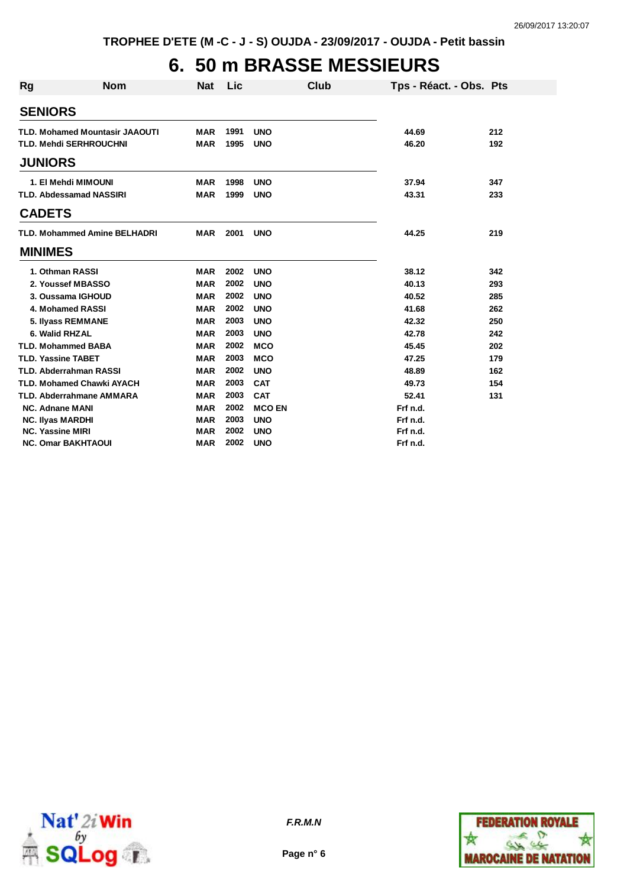# 6. 50 m BRASSE MESSIEURS

| Rg | Nom | Nat | Lic | Club | Tps - Réact. - Obs. | Pts |
|---|---|---|---|---|---|---|
| **SENIORS** | | | | | | |
| TLD. | Mohamed Mountasir JAAOUTI | MAR | 1991 | UNO | 44.69 | 212 |
| TLD. | Mehdi SERHROUCHNI | MAR | 1995 | UNO | 46.20 | 192 |
| **JUNIORS** | | | | | | |
| 1. | El Mehdi MIMOUNI | MAR | 1998 | UNO | 37.94 | 347 |
| TLD. | Abdessamad NASSIRI | MAR | 1999 | UNO | 43.31 | 233 |
| **CADETS** | | | | | | |
| TLD. | Mohammed Amine BELHADRI | MAR | 2001 | UNO | 44.25 | 219 |
| **MINIMES** | | | | | | |
| 1. | Othman RASSI | MAR | 2002 | UNO | 38.12 | 342 |
| 2. | Youssef MBASSO | MAR | 2002 | UNO | 40.13 | 293 |
| 3. | Oussama IGHOUD | MAR | 2002 | UNO | 40.52 | 285 |
| 4. | Mohamed RASSI | MAR | 2002 | UNO | 41.68 | 262 |
| 5. | Ilyass REMMANE | MAR | 2003 | UNO | 42.32 | 250 |
| 6. | Walid RHZAL | MAR | 2003 | UNO | 42.78 | 242 |
| TLD. | Mohammed BABA | MAR | 2002 | MCO | 45.45 | 202 |
| TLD. | Yassine TABET | MAR | 2003 | MCO | 47.25 | 179 |
| TLD. | Abderrahman RASSI | MAR | 2002 | UNO | 48.89 | 162 |
| TLD. | Mohamed Chawki AYACH | MAR | 2003 | CAT | 49.73 | 154 |
| TLD. | Abderrahmane AMMARA | MAR | 2003 | CAT | 52.41 | 131 |
| NC. | Adnane MANI | MAR | 2002 | MCO EN | Frf n.d. | |
| NC. | Ilyas MARDHI | MAR | 2003 | UNO | Frf n.d. | |
| NC. | Yassine MIRI | MAR | 2002 | UNO | Frf n.d. | |
| NC. | Omar BAKHTAOUI | MAR | 2002 | UNO | Frf n.d. | |

*F.R.M.N*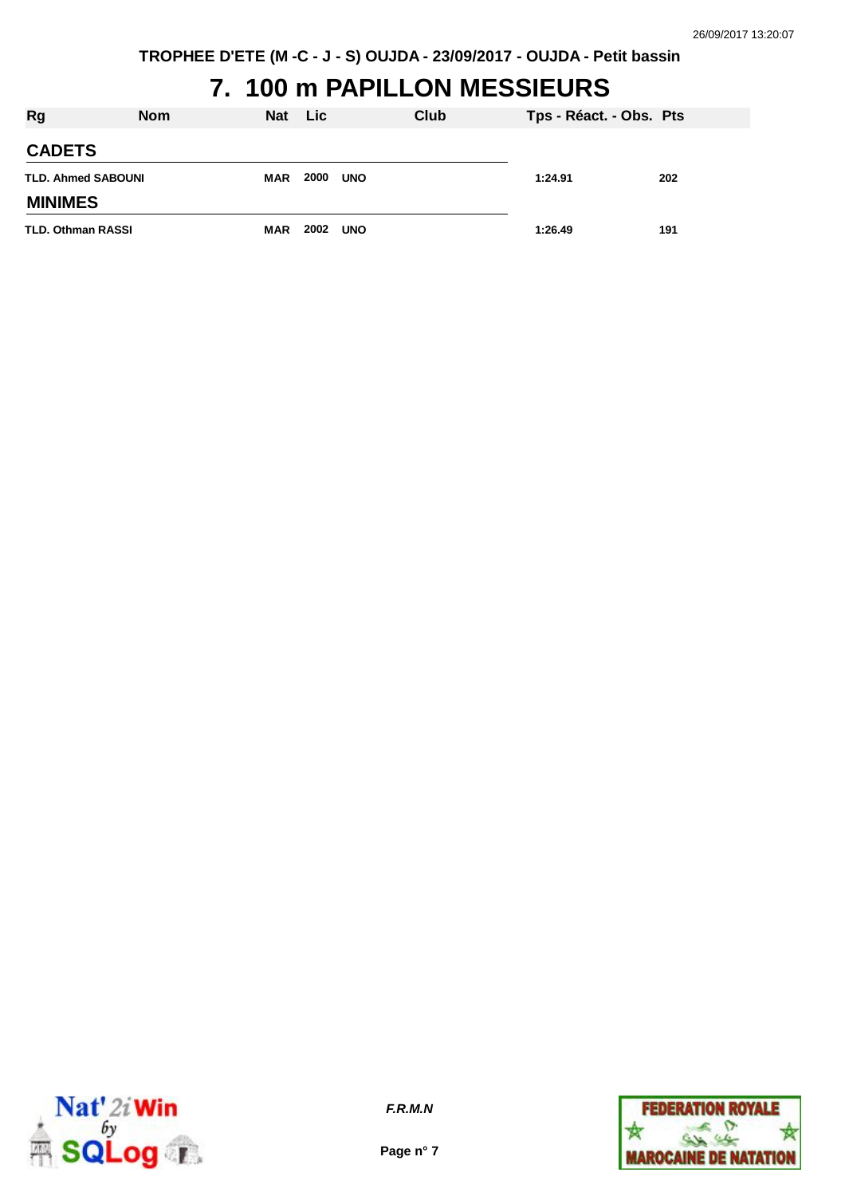# 7. 100 m PAPILLON MESSIEURS

| Rg | Nom | Nat | Lic | Club | Tps - Réact. - Obs. | Pts |
|---|---|---|---|---|---|---|
| **CADETS** | | | | | | |
| TLD. | Ahmed SABOUNI | MAR | 2000 | UNO | 1:24.91 | 202 |
| **MINIMES** | | | | | | |
| TLD. | Othman RASSI | MAR | 2002 | UNO | 1:26.49 | 191 |

F.R.M.N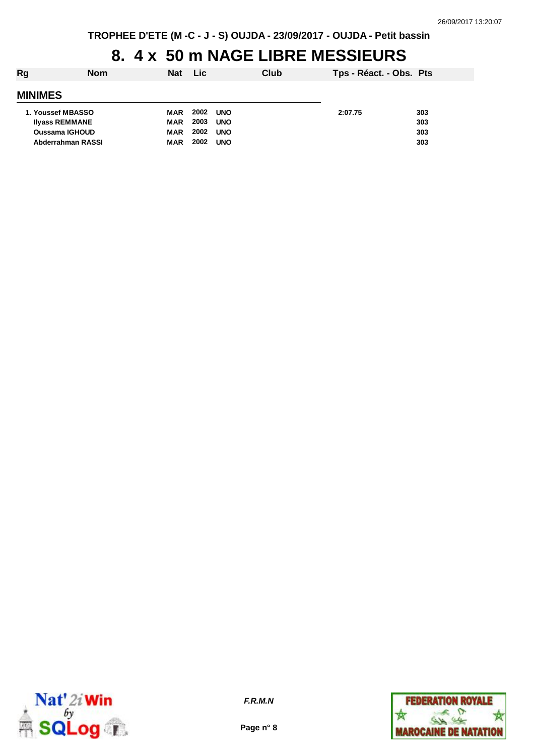# 8. 4 x 50 m NAGE LIBRE MESSIEURS

| Rg | Nom | Nat | Lic | Club | Tps - Réact. - Obs. | Pts |
|---|---|---|---|---|---|---|
| **MINIMES** | | | | | | |
| 1. | Youssef MBASSO | MAR | 2002 | UNO | 2:07.75 | 303 |
| | Ilyass REMMANE | MAR | 2003 | UNO | | 303 |
| | Oussama IGHOUD | MAR | 2002 | UNO | | 303 |
| | Abderrahman RASSI | MAR | 2002 | UNO | | 303 |

*F.R.M.N*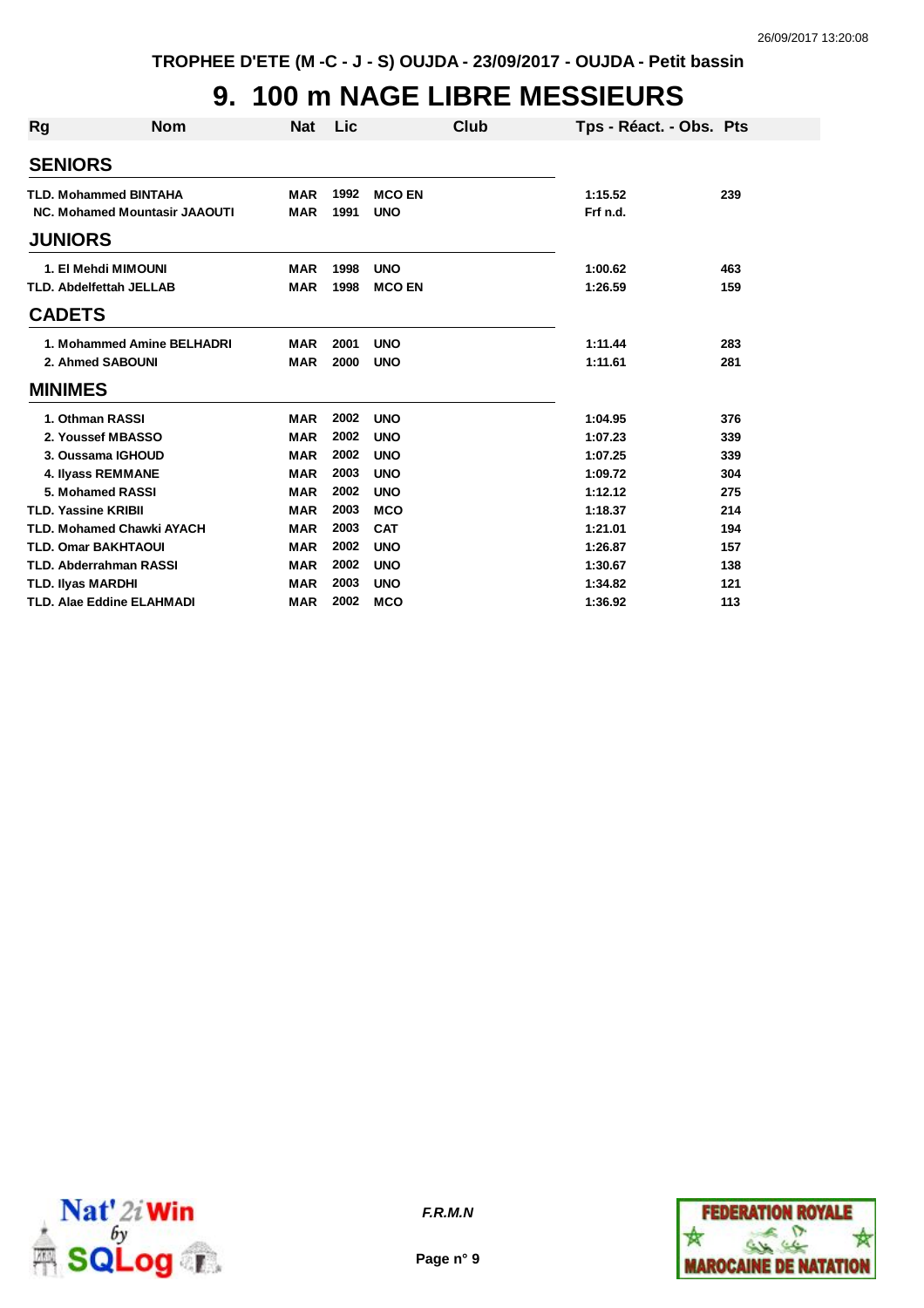TROPHEE D'ETE (M -C - J - S) OUJDA - 23/09/2017 - OUJDA - Petit bassin

# 9. 100 m NAGE LIBRE MESSIEURS

| Rg | Nom | Nat | Lic | Club | Tps - Réact. - Obs. | Pts |
|---|---|---|---|---|---|---|
| **SENIORS** | | | | | | |
| TLD. | Mohammed BINTAHA | MAR | 1992 | MCO EN | 1:15.52 | 239 |
| NC. | Mohamed Mountasir JAAOUTI | MAR | 1991 | UNO | Frf n.d. | |
| **JUNIORS** | | | | | | |
| 1. | El Mehdi MIMOUNI | MAR | 1998 | UNO | 1:00.62 | 463 |
| TLD. | Abdelfettah JELLAB | MAR | 1998 | MCO EN | 1:26.59 | 159 |
| **CADETS** | | | | | | |
| 1. | Mohammed Amine BELHADRI | MAR | 2001 | UNO | 1:11.44 | 283 |
| 2. | Ahmed SABOUNI | MAR | 2000 | UNO | 1:11.61 | 281 |
| **MINIMES** | | | | | | |
| 1. | Othman RASSI | MAR | 2002 | UNO | 1:04.95 | 376 |
| 2. | Youssef MBASSO | MAR | 2002 | UNO | 1:07.23 | 339 |
| 3. | Oussama IGHOUD | MAR | 2002 | UNO | 1:07.25 | 339 |
| 4. | Ilyass REMMANE | MAR | 2003 | UNO | 1:09.72 | 304 |
| 5. | Mohamed RASSI | MAR | 2002 | UNO | 1:12.12 | 275 |
| TLD. | Yassine KRIBII | MAR | 2003 | MCO | 1:18.37 | 214 |
| TLD. | Mohamed Chawki AYACH | MAR | 2003 | CAT | 1:21.01 | 194 |
| TLD. | Omar BAKHTAOUI | MAR | 2002 | UNO | 1:26.87 | 157 |
| TLD. | Abderrahman RASSI | MAR | 2002 | UNO | 1:30.67 | 138 |
| TLD. | Ilyas MARDHI | MAR | 2003 | UNO | 1:34.82 | 121 |
| TLD. | Alae Eddine ELAHMADI | MAR | 2002 | MCO | 1:36.92 | 113 |

*F.R.M.N*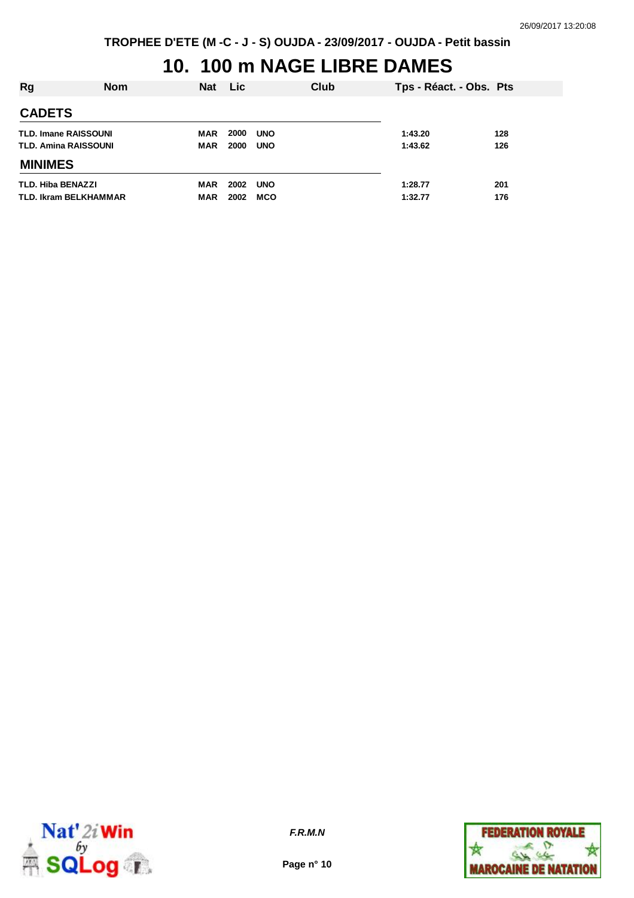TROPHEE D'ETE (M -C - J - S) OUJDA - 23/09/2017 - OUJDA - Petit bassin

# 10. 100 m NAGE LIBRE DAMES

| Rg | Nom | Nat | Lic | Club | Tps - Réact. - Obs. | Pts |
|---|---|---|---|---|---|---|
| **CADETS** | | | | | | |
| TLD. | Imane RAISSOUNI | MAR | 2000 | UNO | 1:43.20 | 128 |
| TLD. | Amina RAISSOUNI | MAR | 2000 | UNO | 1:43.62 | 126 |
| **MINIMES** | | | | | | |
| TLD. | Hiba BENAZZI | MAR | 2002 | UNO | 1:28.77 | 201 |
| TLD. | Ikram BELKHAMMAR | MAR | 2002 | MCO | 1:32.77 | 176 |

*F.R.M.N*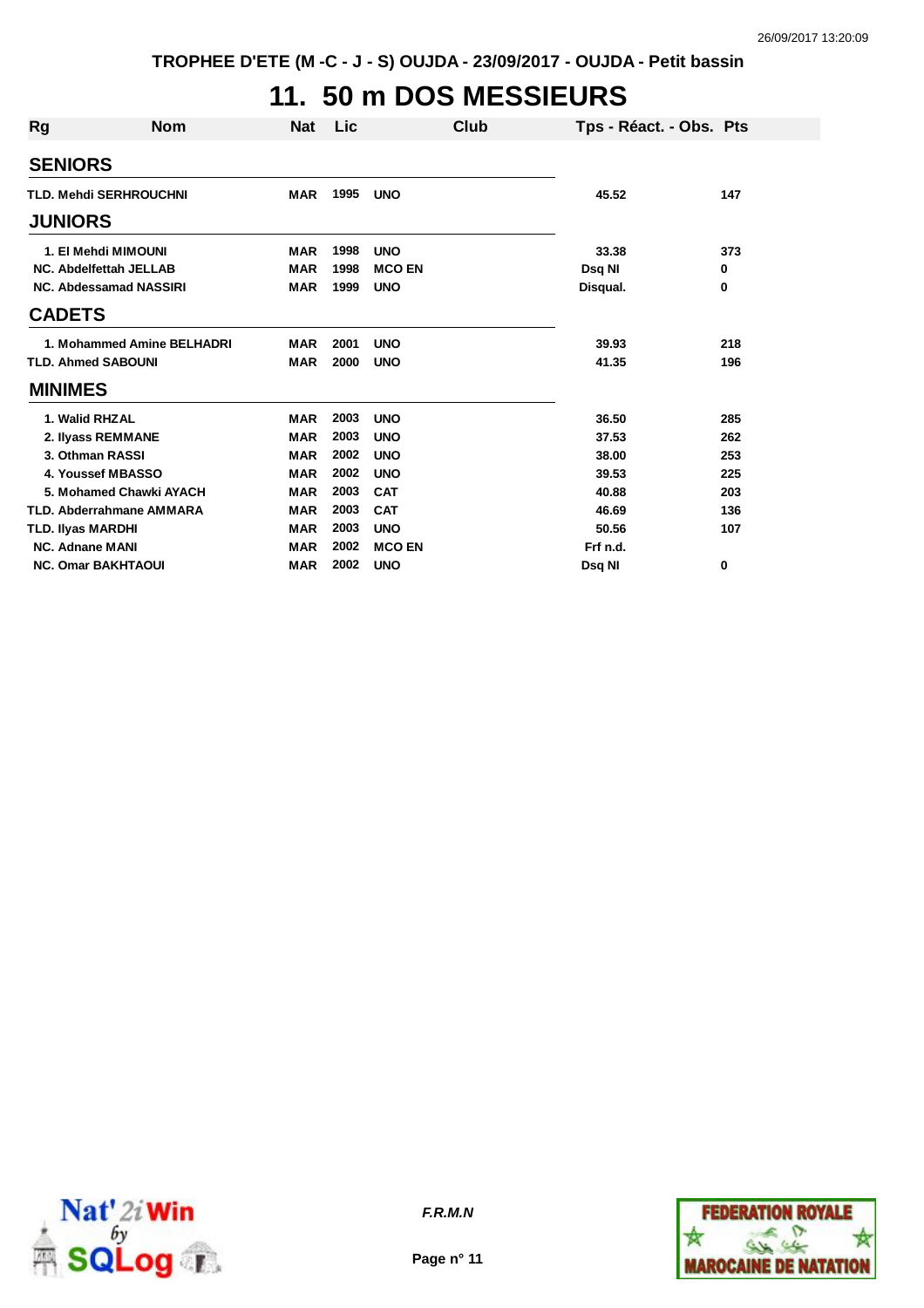TROPHEE D'ETE (M -C - J - S) OUJDA - 23/09/2017 - OUJDA - Petit bassin

# 11. 50 m DOS MESSIEURS

| Rg | Nom | Nat | Lic | Club | Tps - Réact. - Obs. | Pts |
|---|---|---|---|---|---|---|
| **SENIORS** | | | | | | |
| TLD. | Mehdi SERHROUCHNI | MAR | 1995 | UNO | 45.52 | 147 |
| **JUNIORS** | | | | | | |
| 1. | El Mehdi MIMOUNI | MAR | 1998 | UNO | 33.38 | 373 |
| NC. | Abdelfettah JELLAB | MAR | 1998 | MCO EN | Dsq NI | 0 |
| NC. | Abdessamad NASSIRI | MAR | 1999 | UNO | Disqual. | 0 |
| **CADETS** | | | | | | |
| 1. | Mohammed Amine BELHADRI | MAR | 2001 | UNO | 39.93 | 218 |
| TLD. | Ahmed SABOUNI | MAR | 2000 | UNO | 41.35 | 196 |
| **MINIMES** | | | | | | |
| 1. | Walid RHZAL | MAR | 2003 | UNO | 36.50 | 285 |
| 2. | Ilyass REMMANE | MAR | 2003 | UNO | 37.53 | 262 |
| 3. | Othman RASSI | MAR | 2002 | UNO | 38.00 | 253 |
| 4. | Youssef MBASSO | MAR | 2002 | UNO | 39.53 | 225 |
| 5. | Mohamed Chawki AYACH | MAR | 2003 | CAT | 40.88 | 203 |
| TLD. | Abderrahmane AMMARA | MAR | 2003 | CAT | 46.69 | 136 |
| TLD. | Ilyas MARDHI | MAR | 2003 | UNO | 50.56 | 107 |
| NC. | Adnane MANI | MAR | 2002 | MCO EN | Frf n.d. | |
| NC. | Omar BAKHTAOUI | MAR | 2002 | UNO | Dsq NI | 0 |

*F.R.M.N*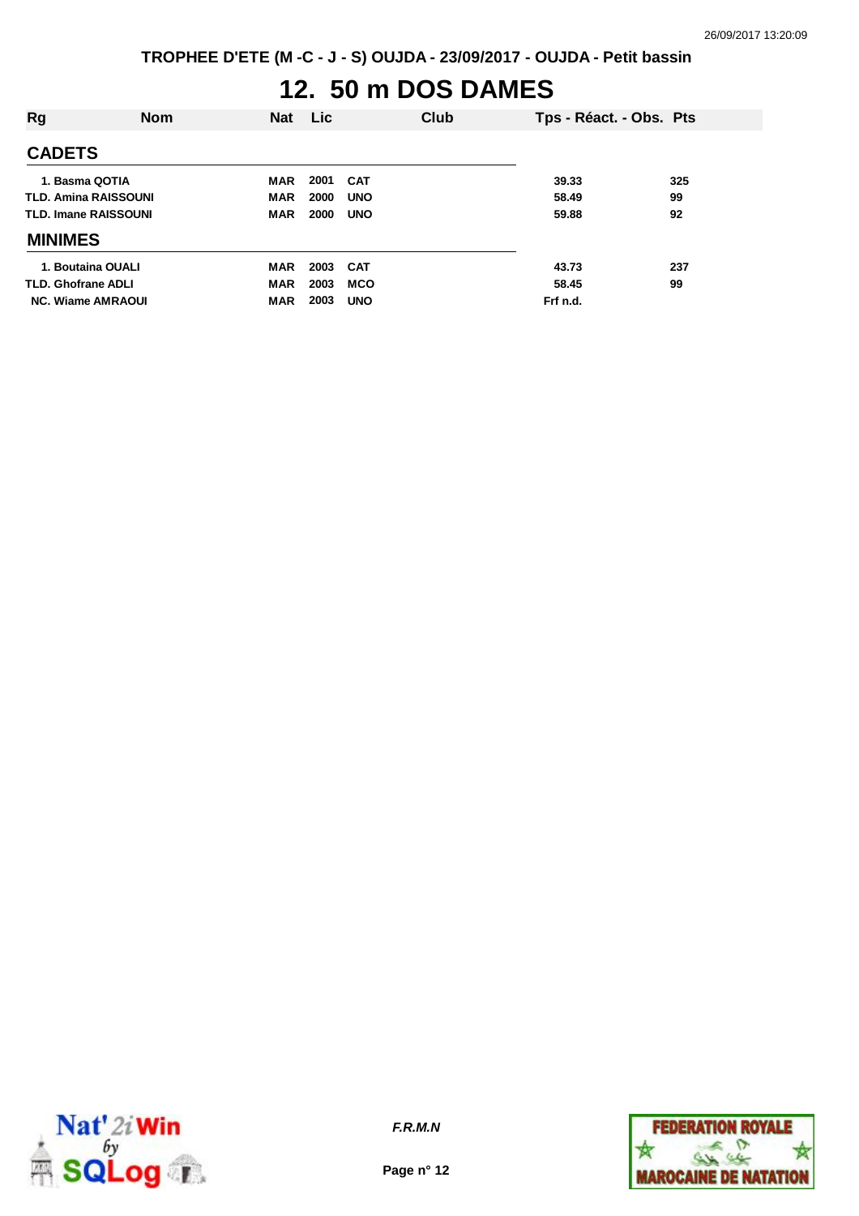TROPHEE D'ETE (M -C - J - S) OUJDA - 23/09/2017 - OUJDA - Petit bassin

# 12. 50 m DOS DAMES

| Rg | Nom | Nat | Lic | Club | Tps - Réact. - Obs. | Pts |
|---|---|---|---|---|---|---|
| **CADETS** | | | | | | |
| 1. | Basma QOTIA | MAR | 2001 | CAT | 39.33 | 325 |
| TLD. | Amina RAISSOUNI | MAR | 2000 | UNO | 58.49 | 99 |
| TLD. | Imane RAISSOUNI | MAR | 2000 | UNO | 59.88 | 92 |
| **MINIMES** | | | | | | |
| 1. | Boutaina OUALI | MAR | 2003 | CAT | 43.73 | 237 |
| TLD. | Ghofrane ADLI | MAR | 2003 | MCO | 58.45 | 99 |
| NC. | Wiame AMRAOUI | MAR | 2003 | UNO | Frf n.d. | |

F.R.M.N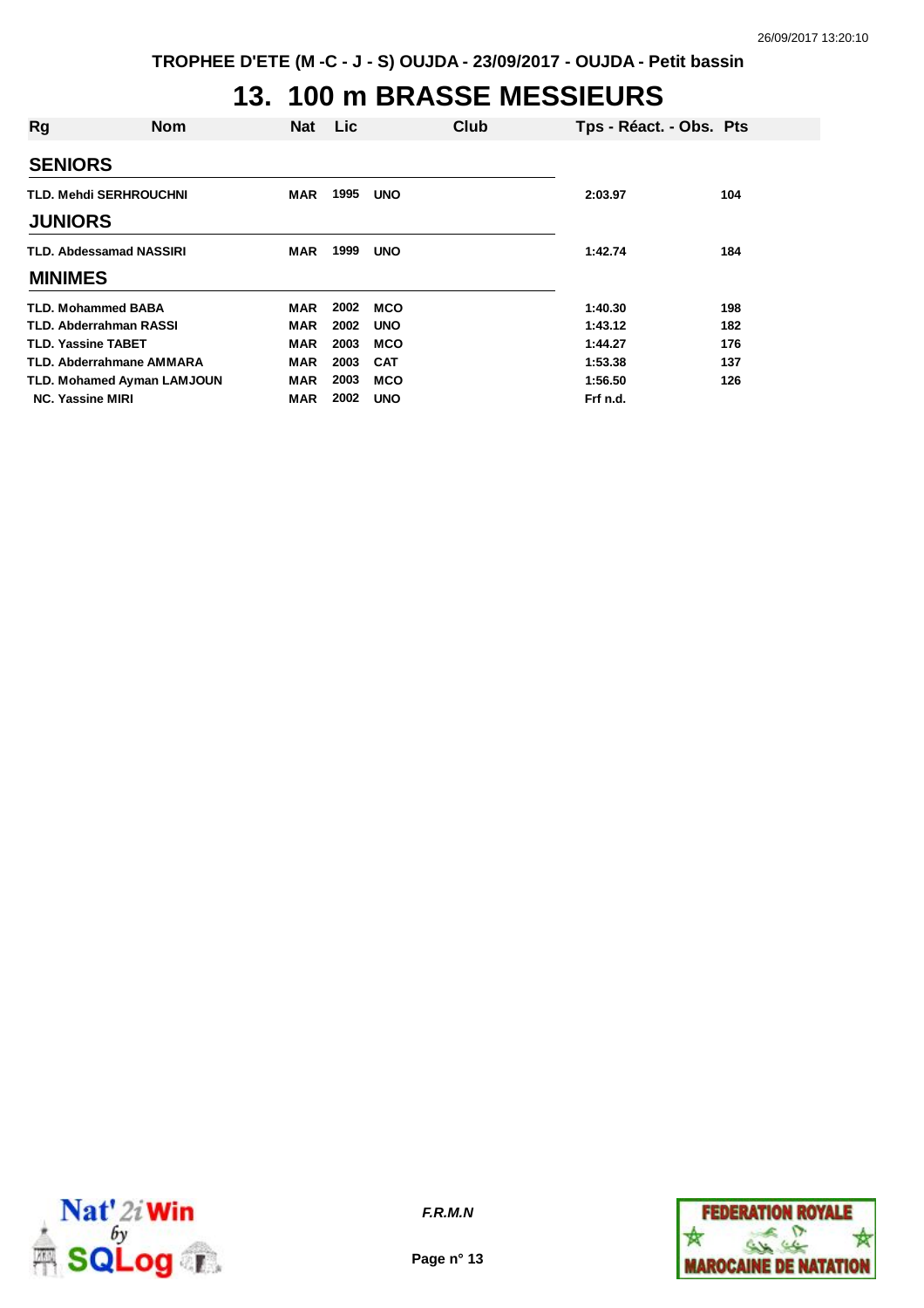# 13. 100 m BRASSE MESSIEURS

| Rg | Nom | Nat | Lic | Club | Tps - Réact. - Obs. | Pts |
|---|---|---|---|---|---|---|
| **SENIORS** | | | | | | |
| TLD. | Mehdi SERHROUCHNI | MAR | 1995 | UNO | 2:03.97 | 104 |
| **JUNIORS** | | | | | | |
| TLD. | Abdessamad NASSIRI | MAR | 1999 | UNO | 1:42.74 | 184 |
| **MINIMES** | | | | | | |
| TLD. | Mohammed BABA | MAR | 2002 | MCO | 1:40.30 | 198 |
| TLD. | Abderrahman RASSI | MAR | 2002 | UNO | 1:43.12 | 182 |
| TLD. | Yassine TABET | MAR | 2003 | MCO | 1:44.27 | 176 |
| TLD. | Abderrahmane AMMARA | MAR | 2003 | CAT | 1:53.38 | 137 |
| TLD. | Mohamed Ayman LAMJOUN | MAR | 2003 | MCO | 1:56.50 | 126 |
| NC. | Yassine MIRI | MAR | 2002 | UNO | Frf n.d. | |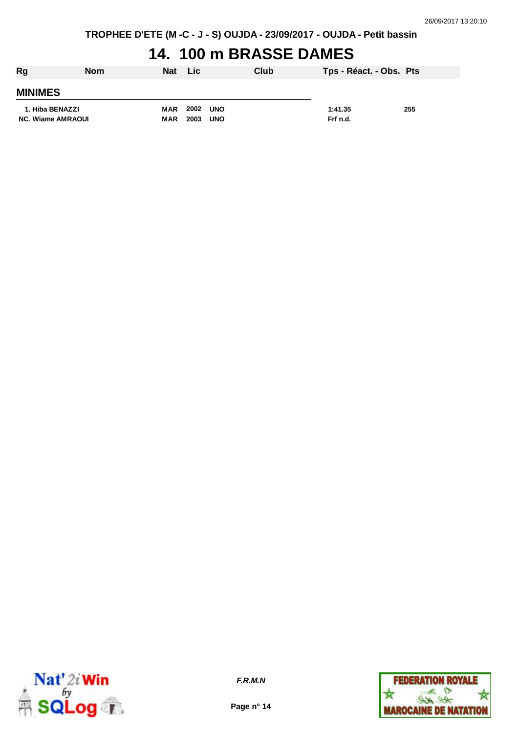TROPHEE D'ETE (M -C - J - S) OUJDA - 23/09/2017 - OUJDA - Petit bassin

# 14. 100 m BRASSE DAMES

| Rg | Nom | Nat | Lic | Club | Tps - Réact. - Obs. | Pts |
|---|---|---|---|---|---|---|
| **MINIMES** | | | | | | |
| 1. | Hiba BENAZZI | MAR | 2002 | UNO | 1:41.35 | 255 |
| NC. | Wiame AMRAOUI | MAR | 2003 | UNO | Frf n.d. | |

*F.R.M.N*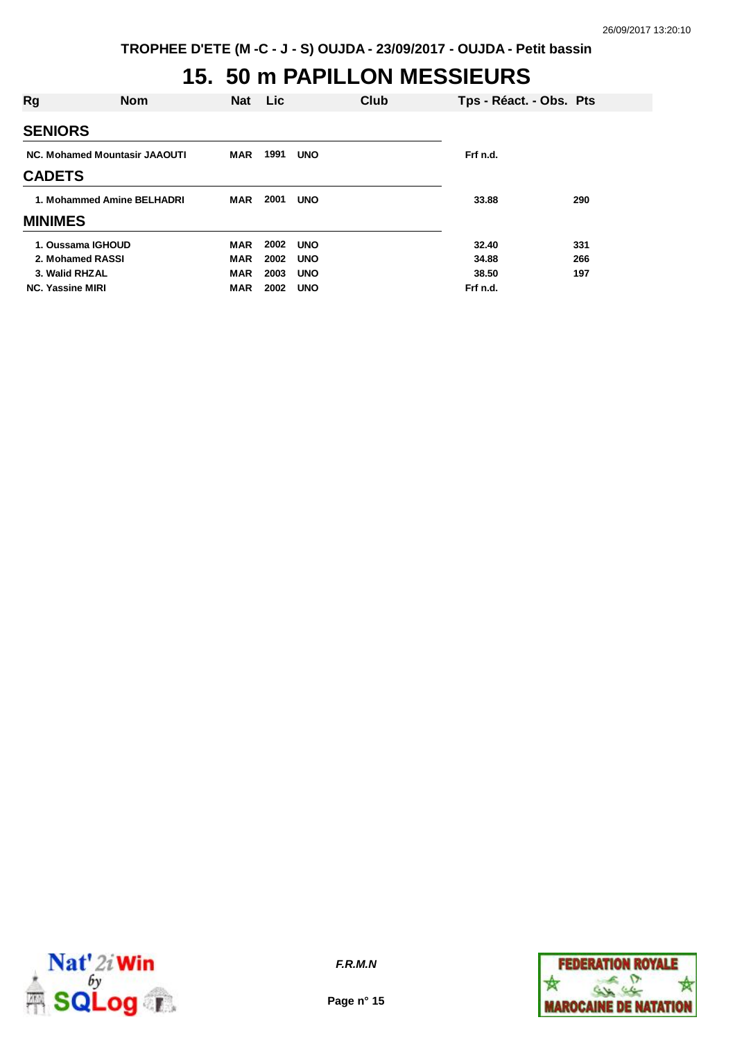# 15. 50 m PAPILLON MESSIEURS

| Rg | Nom | Nat | Lic | Club | Tps - Réact. - Obs. | Pts |
|---|---|---|---|---|---|---|
| **SENIORS** | | | | | | |
| NC. | Mohamed Mountasir JAAOUTI | MAR | 1991 | UNO | Frf n.d. | |
| **CADETS** | | | | | | |
| 1. | Mohammed Amine BELHADRI | MAR | 2001 | UNO | 33.88 | 290 |
| **MINIMES** | | | | | | |
| 1. | Oussama IGHOUD | MAR | 2002 | UNO | 32.40 | 331 |
| 2. | Mohamed RASSI | MAR | 2002 | UNO | 34.88 | 266 |
| 3. | Walid RHZAL | MAR | 2003 | UNO | 38.50 | 197 |
| NC. | Yassine MIRI | MAR | 2002 | UNO | Frf n.d. | |

*F.R.M.N*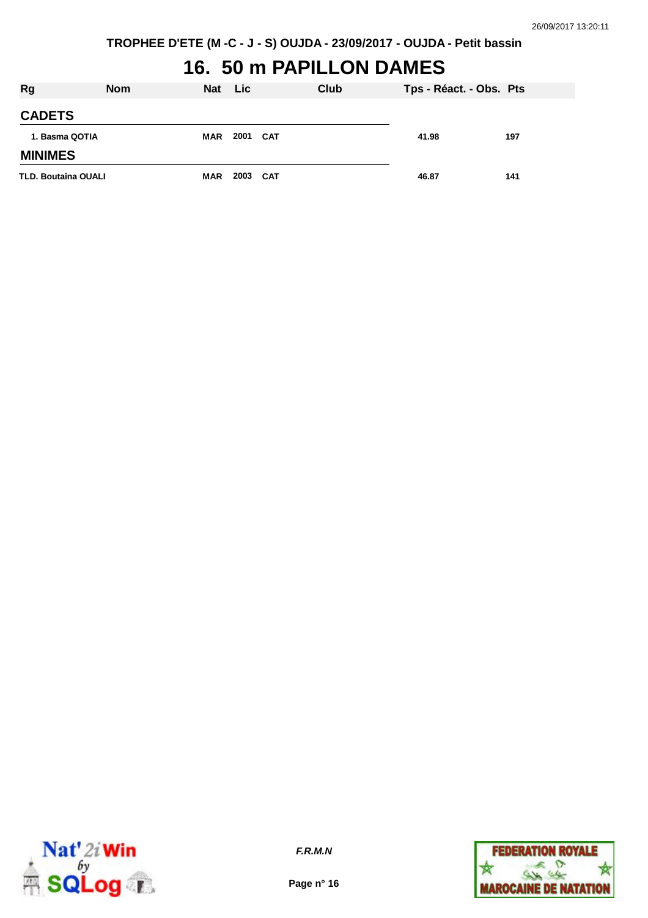TROPHEE D'ETE (M -C - J - S) OUJDA - 23/09/2017 - OUJDA - Petit bassin

# 16. 50 m PAPILLON DAMES

| Rg | Nom | Nat | Lic | Club | Tps - Réact. - Obs. | Pts |
|---|---|---|---|---|---|---|
| **CADETS** | | | | | | |
| 1. Basma QOTIA | | MAR | 2001 | CAT | 41.98 | 197 |
| **MINIMES** | | | | | | |
| TLD. Boutaina OUALI | | MAR | 2003 | CAT | 46.87 | 141 |

*F.R.M.N*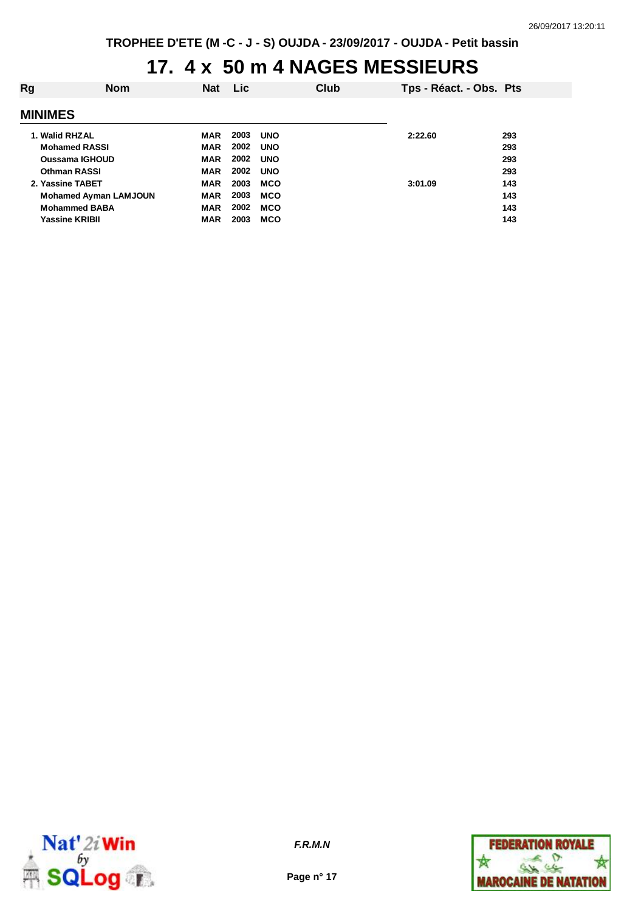# 17. 4 x 50 m 4 NAGES MESSIEURS

| Rg | Nom | Nat | Lic | Club | Tps - Réact. - Obs. | Pts |
|---|---|---|---|---|---|---|

## MINIMES

| Rg | Nom | Nat | Lic | Club | Tps - Réact. - Obs. | Pts |
|---|---|---|---|---|---|---|
| 1. | Walid RHZAL | MAR | 2003 | UNO | 2:22.60 | 293 |
| | Mohamed RASSI | MAR | 2002 | UNO | | 293 |
| | Oussama IGHOUD | MAR | 2002 | UNO | | 293 |
| | Othman RASSI | MAR | 2002 | UNO | | 293 |
| 2. | Yassine TABET | MAR | 2003 | MCO | 3:01.09 | 143 |
| | Mohamed Ayman LAMJOUN | MAR | 2003 | MCO | | 143 |
| | Mohammed BABA | MAR | 2002 | MCO | | 143 |
| | Yassine KRIBII | MAR | 2003 | MCO | | 143 |

*F.R.M.N*